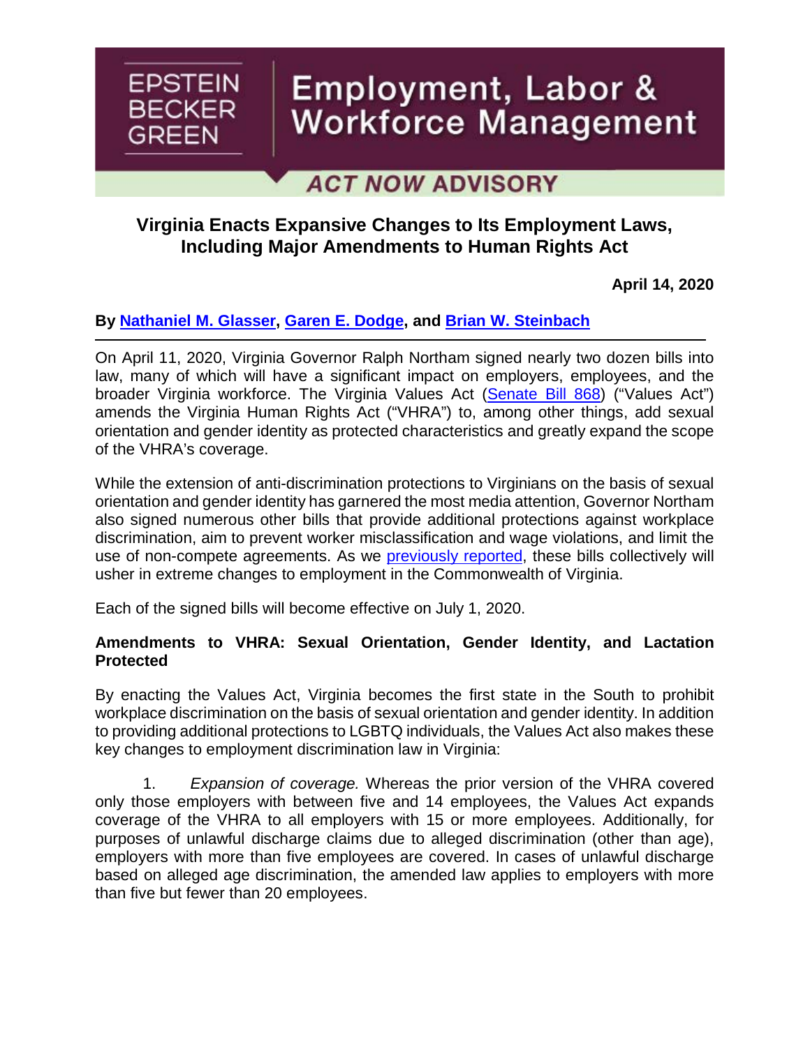EPSTEIN BECKER GREEN

# Employment, Labor & Workforce Management

**ACT NOW ADVISORY**

## Virginia Enacts Expansive Changes to Its Employment Laws, Including Major Amendments to Human Rights Act

**April 14, 2020**

**By Nathaniel M. Glasser, Garen E. Dodge, and Brian W. Steinbach**

On April 11, 2020, Virginia Governor Ralph Northam signed nearly two dozen bills into law, many of which will have a significant impact on employers, employees, and the broader Virginia workforce. The Virginia Values Act (Senate Bill 868) ("Values Act") amends the Virginia Human Rights Act ("VHRA") to, among other things, add sexual orientation and gender identity as protected characteristics and greatly expand the scope of the VHRA's coverage.

While the extension of anti-discrimination protections to Virginians on the basis of sexual orientation and gender identity has garnered the most media attention, Governor Northam also signed numerous other bills that provide additional protections against workplace discrimination, aim to prevent worker misclassification and wage violations, and limit the use of non-compete agreements. As we previously reported, these bills collectively will usher in extreme changes to employment in the Commonwealth of Virginia.

Each of the signed bills will become effective on July 1, 2020.

### Amendments to VHRA: Sexual Orientation, Gender Identity, and Lactation Protected

By enacting the Values Act, Virginia becomes the first state in the South to prohibit workplace discrimination on the basis of sexual orientation and gender identity. In addition to providing additional protections to LGBTQ individuals, the Values Act also makes these key changes to employment discrimination law in Virginia:

1. *Expansion of coverage.* Whereas the prior version of the VHRA covered only those employers with between five and 14 employees, the Values Act expands coverage of the VHRA to all employers with 15 or more employees. Additionally, for purposes of unlawful discharge claims due to alleged discrimination (other than age), employers with more than five employees are covered. In cases of unlawful discharge based on alleged age discrimination, the amended law applies to employers with more than five but fewer than 20 employees.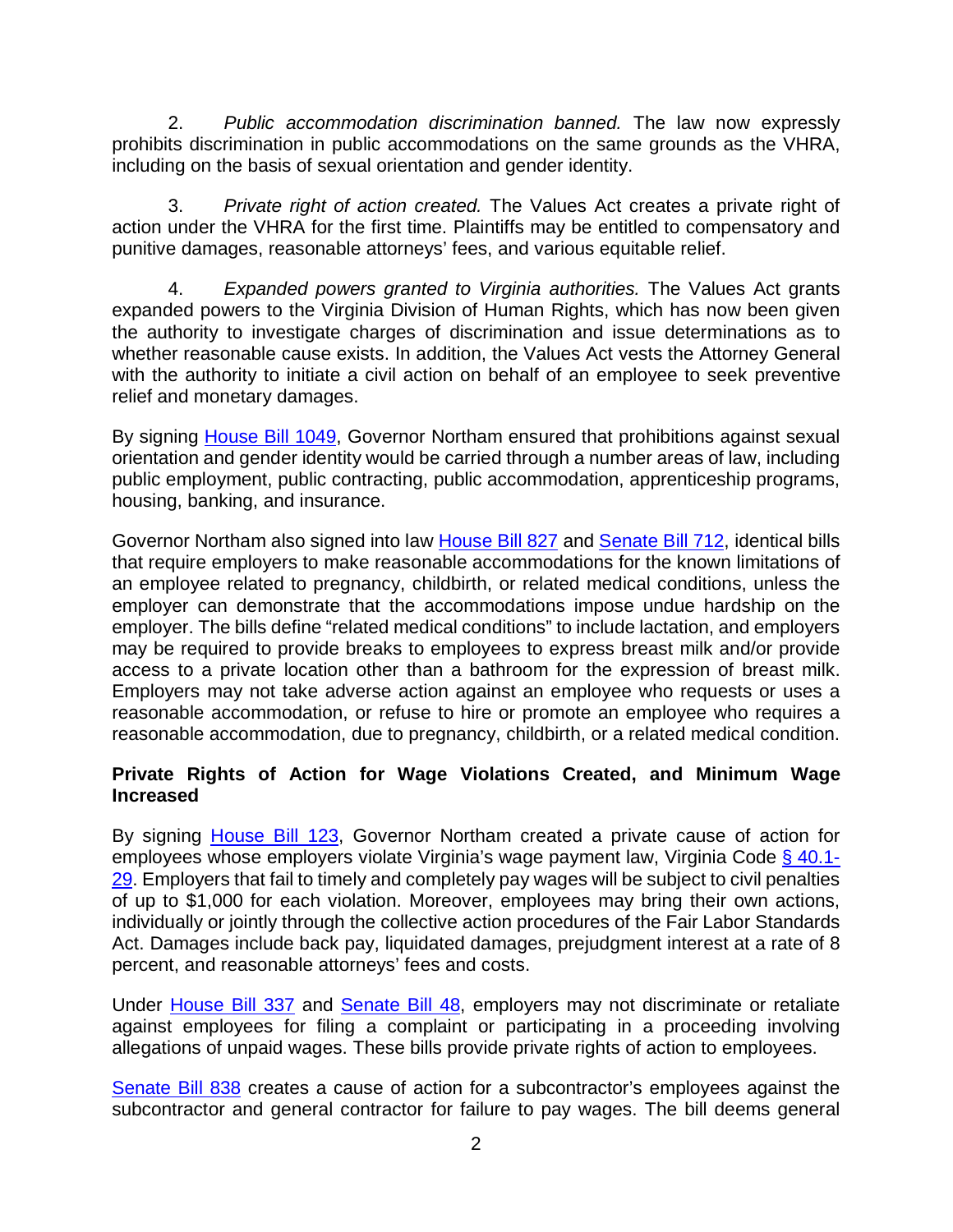2. *Public accommodation discrimination banned.* The law now expressly prohibits discrimination in public accommodations on the same grounds as the VHRA, including on the basis of sexual orientation and gender identity.

3. *Private right of action created.* The Values Act creates a private right of action under the VHRA for the first time. Plaintiffs may be entitled to compensatory and punitive damages, reasonable attorneys' fees, and various equitable relief.

4. *Expanded powers granted to Virginia authorities.* The Values Act grants expanded powers to the Virginia Division of Human Rights, which has now been given the authority to investigate charges of discrimination and issue determinations as to whether reasonable cause exists. In addition, the Values Act vests the Attorney General with the authority to initiate a civil action on behalf of an employee to seek preventive relief and monetary damages.

By signing House Bill 1049, Governor Northam ensured that prohibitions against sexual orientation and gender identity would be carried through a number areas of law, including public employment, public contracting, public accommodation, apprenticeship programs, housing, banking, and insurance.

Governor Northam also signed into law House Bill 827 and Senate Bill 712, identical bills that require employers to make reasonable accommodations for the known limitations of an employee related to pregnancy, childbirth, or related medical conditions, unless the employer can demonstrate that the accommodations impose undue hardship on the employer. The bills define "related medical conditions" to include lactation, and employers may be required to provide breaks to employees to express breast milk and/or provide access to a private location other than a bathroom for the expression of breast milk. Employers may not take adverse action against an employee who requests or uses a reasonable accommodation, or refuse to hire or promote an employee who requires a reasonable accommodation, due to pregnancy, childbirth, or a related medical condition.

**Private Rights of Action for Wage Violations Created, and Minimum Wage Increased**

By signing House Bill 123, Governor Northam created a private cause of action for employees whose employers violate Virginia's wage payment law, Virginia Code § 40.1-29. Employers that fail to timely and completely pay wages will be subject to civil penalties of up to $1,000 for each violation. Moreover, employees may bring their own actions, individually or jointly through the collective action procedures of the Fair Labor Standards Act. Damages include back pay, liquidated damages, prejudgment interest at a rate of 8 percent, and reasonable attorneys' fees and costs.

Under House Bill 337 and Senate Bill 48, employers may not discriminate or retaliate against employees for filing a complaint or participating in a proceeding involving allegations of unpaid wages. These bills provide private rights of action to employees.

Senate Bill 838 creates a cause of action for a subcontractor's employees against the subcontractor and general contractor for failure to pay wages. The bill deems general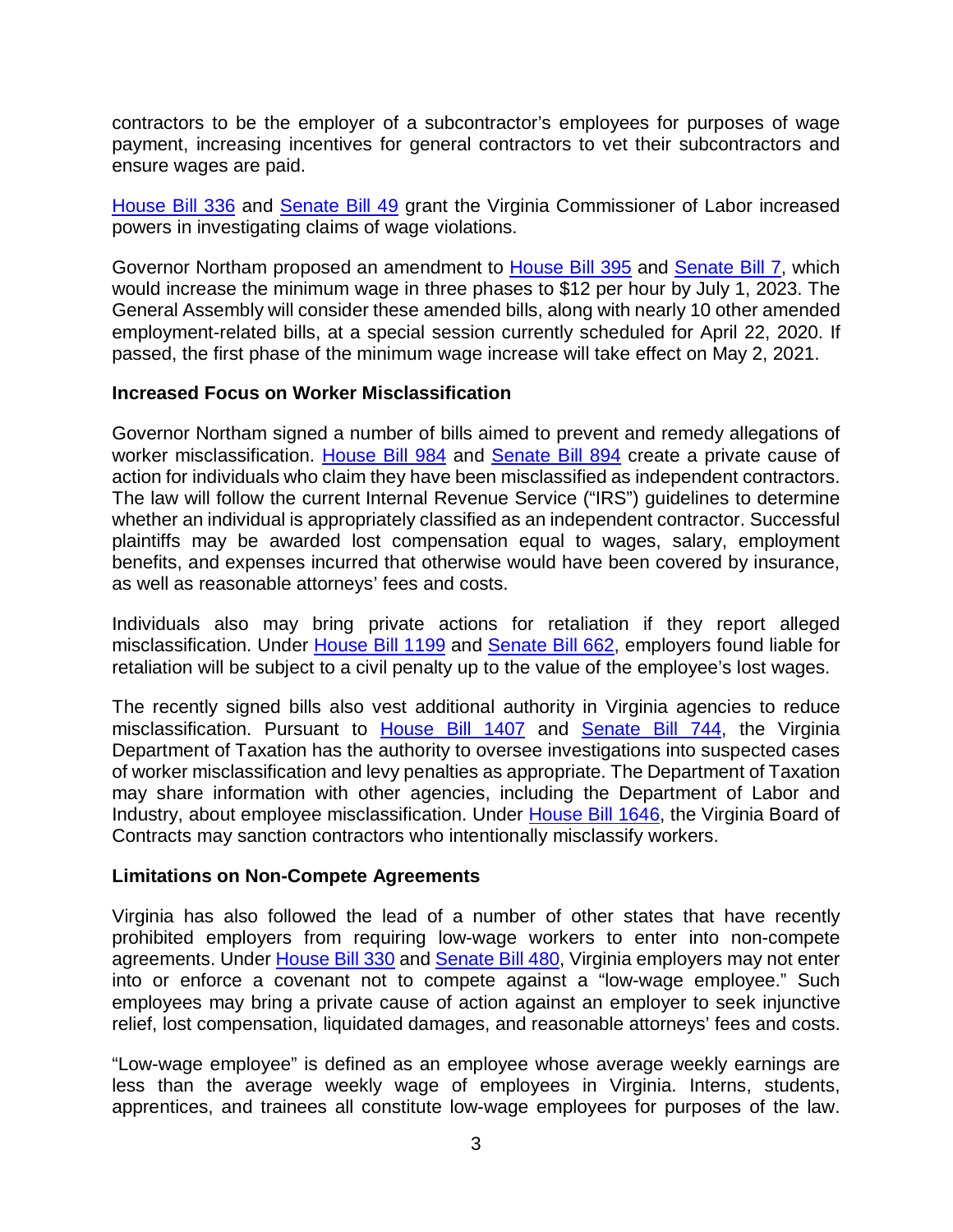contractors to be the employer of a subcontractor's employees for purposes of wage payment, increasing incentives for general contractors to vet their subcontractors and ensure wages are paid.

House Bill 336 and Senate Bill 49 grant the Virginia Commissioner of Labor increased powers in investigating claims of wage violations.

Governor Northam proposed an amendment to House Bill 395 and Senate Bill 7, which would increase the minimum wage in three phases to $12 per hour by July 1, 2023. The General Assembly will consider these amended bills, along with nearly 10 other amended employment-related bills, at a special session currently scheduled for April 22, 2020. If passed, the first phase of the minimum wage increase will take effect on May 2, 2021.

**Increased Focus on Worker Misclassification**

Governor Northam signed a number of bills aimed to prevent and remedy allegations of worker misclassification. House Bill 984 and Senate Bill 894 create a private cause of action for individuals who claim they have been misclassified as independent contractors. The law will follow the current Internal Revenue Service ("IRS") guidelines to determine whether an individual is appropriately classified as an independent contractor. Successful plaintiffs may be awarded lost compensation equal to wages, salary, employment benefits, and expenses incurred that otherwise would have been covered by insurance, as well as reasonable attorneys' fees and costs.

Individuals also may bring private actions for retaliation if they report alleged misclassification. Under House Bill 1199 and Senate Bill 662, employers found liable for retaliation will be subject to a civil penalty up to the value of the employee's lost wages.

The recently signed bills also vest additional authority in Virginia agencies to reduce misclassification. Pursuant to House Bill 1407 and Senate Bill 744, the Virginia Department of Taxation has the authority to oversee investigations into suspected cases of worker misclassification and levy penalties as appropriate. The Department of Taxation may share information with other agencies, including the Department of Labor and Industry, about employee misclassification. Under House Bill 1646, the Virginia Board of Contracts may sanction contractors who intentionally misclassify workers.

**Limitations on Non-Compete Agreements**

Virginia has also followed the lead of a number of other states that have recently prohibited employers from requiring low-wage workers to enter into non-compete agreements. Under House Bill 330 and Senate Bill 480, Virginia employers may not enter into or enforce a covenant not to compete against a "low-wage employee." Such employees may bring a private cause of action against an employer to seek injunctive relief, lost compensation, liquidated damages, and reasonable attorneys' fees and costs.

"Low-wage employee" is defined as an employee whose average weekly earnings are less than the average weekly wage of employees in Virginia. Interns, students, apprentices, and trainees all constitute low-wage employees for purposes of the law.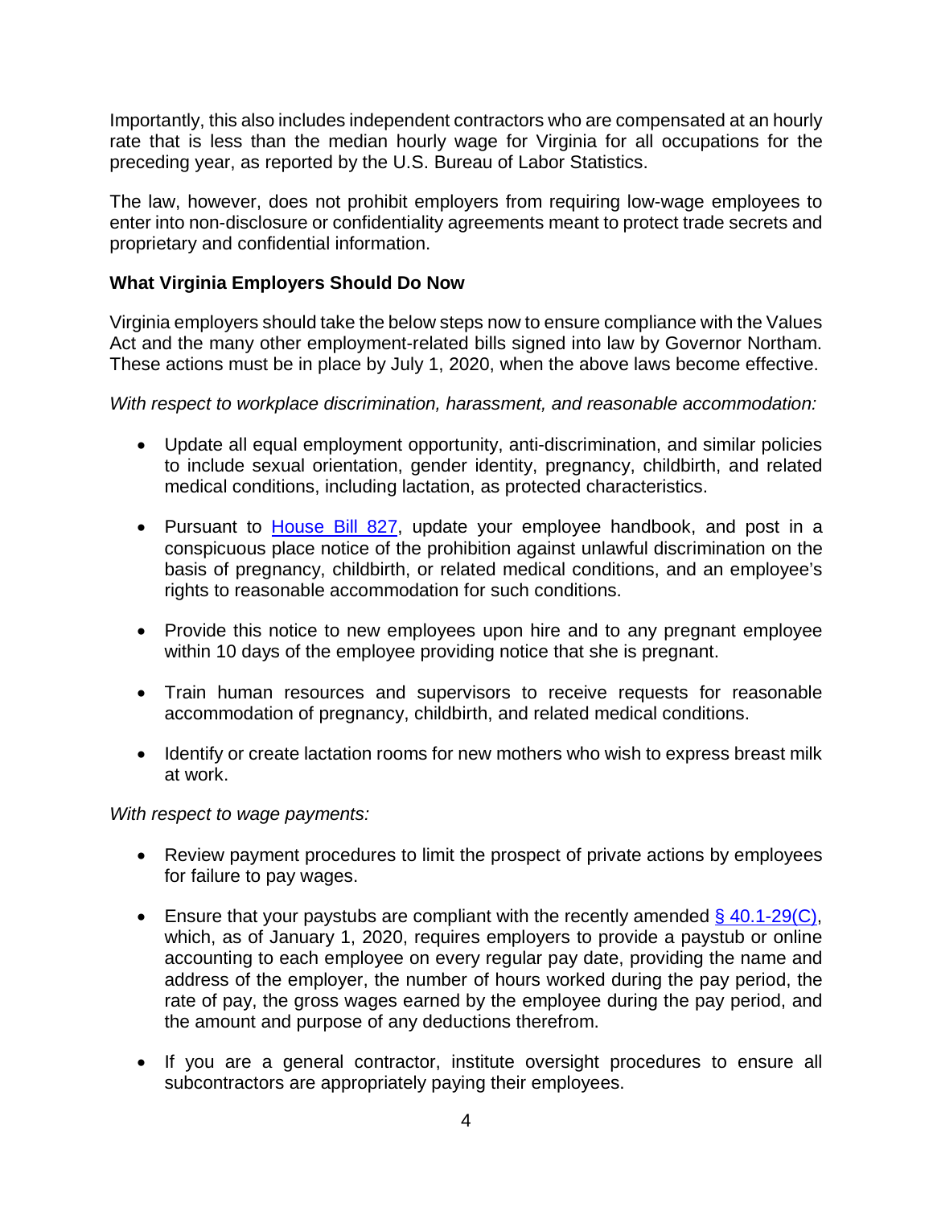Importantly, this also includes independent contractors who are compensated at an hourly rate that is less than the median hourly wage for Virginia for all occupations for the preceding year, as reported by the U.S. Bureau of Labor Statistics.

The law, however, does not prohibit employers from requiring low-wage employees to enter into non-disclosure or confidentiality agreements meant to protect trade secrets and proprietary and confidential information.

**What Virginia Employers Should Do Now**

Virginia employers should take the below steps now to ensure compliance with the Values Act and the many other employment-related bills signed into law by Governor Northam. These actions must be in place by July 1, 2020, when the above laws become effective.

*With respect to workplace discrimination, harassment, and reasonable accommodation:*

- Update all equal employment opportunity, anti-discrimination, and similar policies to include sexual orientation, gender identity, pregnancy, childbirth, and related medical conditions, including lactation, as protected characteristics.
- Pursuant to House Bill 827, update your employee handbook, and post in a conspicuous place notice of the prohibition against unlawful discrimination on the basis of pregnancy, childbirth, or related medical conditions, and an employee's rights to reasonable accommodation for such conditions.
- Provide this notice to new employees upon hire and to any pregnant employee within 10 days of the employee providing notice that she is pregnant.
- Train human resources and supervisors to receive requests for reasonable accommodation of pregnancy, childbirth, and related medical conditions.
- Identify or create lactation rooms for new mothers who wish to express breast milk at work.

*With respect to wage payments:*

- Review payment procedures to limit the prospect of private actions by employees for failure to pay wages.
- Ensure that your paystubs are compliant with the recently amended § 40.1-29(C), which, as of January 1, 2020, requires employers to provide a paystub or online accounting to each employee on every regular pay date, providing the name and address of the employer, the number of hours worked during the pay period, the rate of pay, the gross wages earned by the employee during the pay period, and the amount and purpose of any deductions therefrom.
- If you are a general contractor, institute oversight procedures to ensure all subcontractors are appropriately paying their employees.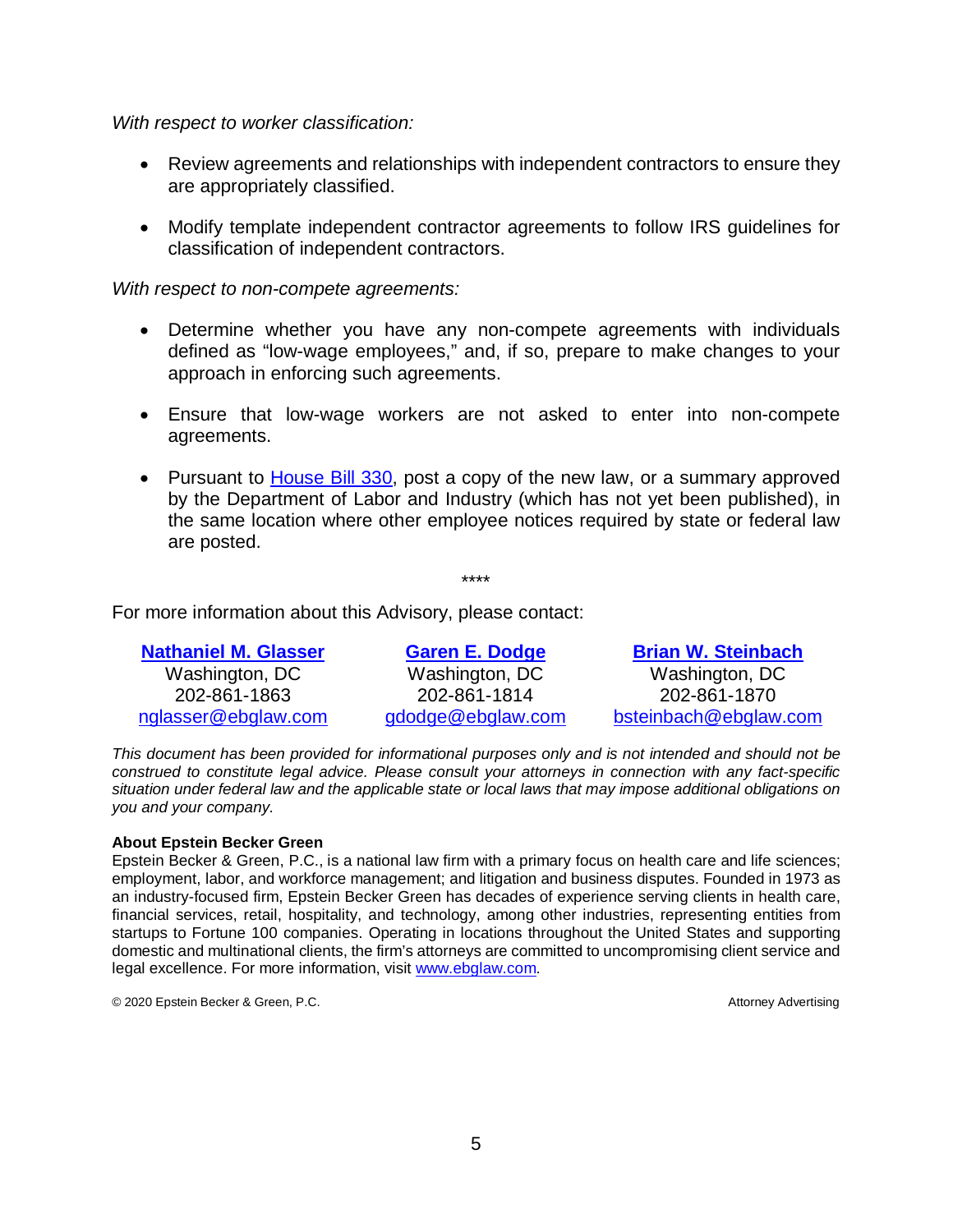*With respect to worker classification:*

- Review agreements and relationships with independent contractors to ensure they are appropriately classified.
- Modify template independent contractor agreements to follow IRS guidelines for classification of independent contractors.

*With respect to non-compete agreements:*

- Determine whether you have any non-compete agreements with individuals defined as "low-wage employees," and, if so, prepare to make changes to your approach in enforcing such agreements.
- Ensure that low-wage workers are not asked to enter into non-compete agreements.
- Pursuant to House Bill 330, post a copy of the new law, or a summary approved by the Department of Labor and Industry (which has not yet been published), in the same location where other employee notices required by state or federal law are posted.

\*\*\*\*

For more information about this Advisory, please contact:

| | | |
|---|---|---|
| **Nathaniel M. Glasser**<br>Washington, DC<br>202-861-1863<br>nglasser@ebglaw.com | **Garen E. Dodge**<br>Washington, DC<br>202-861-1814<br>gdodge@ebglaw.com | **Brian W. Steinbach**<br>Washington, DC<br>202-861-1870<br>bsteinbach@ebglaw.com |

*This document has been provided for informational purposes only and is not intended and should not be construed to constitute legal advice. Please consult your attorneys in connection with any fact-specific situation under federal law and the applicable state or local laws that may impose additional obligations on you and your company.*

**About Epstein Becker Green**

Epstein Becker & Green, P.C., is a national law firm with a primary focus on health care and life sciences; employment, labor, and workforce management; and litigation and business disputes. Founded in 1973 as an industry-focused firm, Epstein Becker Green has decades of experience serving clients in health care, financial services, retail, hospitality, and technology, among other industries, representing entities from startups to Fortune 100 companies. Operating in locations throughout the United States and supporting domestic and multinational clients, the firm's attorneys are committed to uncompromising client service and legal excellence. For more information, visit www.ebglaw.com.

© 2020 Epstein Becker & Green, P.C. Attorney Advertising